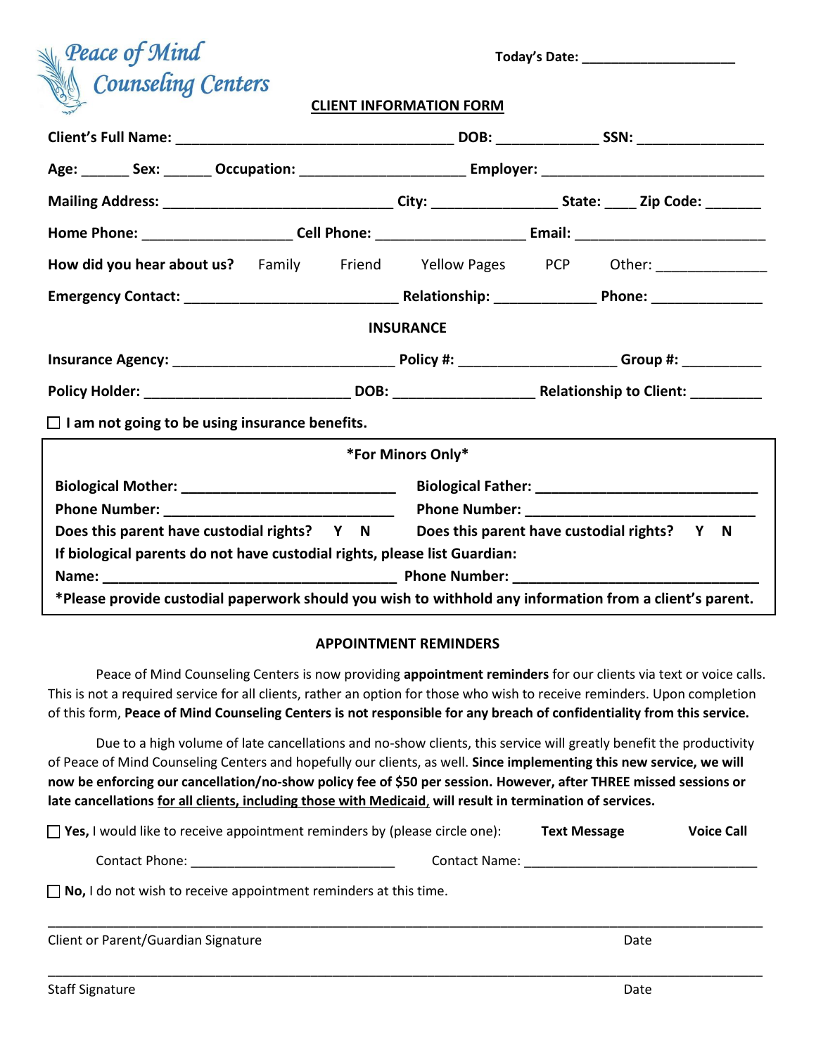**Peace of Mind Counseling Centers**

**Today's Date: \_\_\_\_\_\_\_\_\_\_\_\_\_\_\_\_\_\_\_\_**

## CLIENT INFORMATION FORM

**Client's Full Name:** \_\_\_\_\_\_\_\_\_\_\_\_\_\_\_\_\_\_\_\_\_\_\_\_\_\_\_\_\_\_\_\_\_\_\_\_ **DOB:** \_\_\_\_\_\_\_\_\_\_\_\_ **SSN:** \_\_\_\_\_\_\_\_\_\_\_\_\_\_\_\_

**Age:** \_\_\_\_\_\_ **Sex:** \_\_\_\_\_\_ **Occupation:** \_\_\_\_\_\_\_\_\_\_\_\_\_\_\_\_\_\_\_\_ **Employer:** \_\_\_\_\_\_\_\_\_\_\_\_\_\_\_\_\_\_\_\_\_\_\_\_\_\_\_\_

**Mailing Address:** \_\_\_\_\_\_\_\_\_\_\_\_\_\_\_\_\_\_\_\_\_\_\_\_\_\_\_\_\_\_ **City:** \_\_\_\_\_\_\_\_\_\_\_\_\_\_\_\_ **State:** \_\_\_\_ **Zip Code:** \_\_\_\_\_\_\_

**Home Phone:** \_\_\_\_\_\_\_\_\_\_\_\_\_\_\_\_\_\_\_\_ **Cell Phone:** \_\_\_\_\_\_\_\_\_\_\_\_\_\_\_\_\_\_\_\_ **Email:** \_\_\_\_\_\_\_\_\_\_\_\_\_\_\_\_\_\_\_\_\_\_\_\_\_\_

**How did you hear about us?** Family  Friend  Yellow Pages  PCP  Other: \_\_\_\_\_\_\_\_\_\_\_\_\_\_

**Emergency Contact:** \_\_\_\_\_\_\_\_\_\_\_\_\_\_\_\_\_\_\_\_\_\_\_\_\_\_\_\_ **Relationship:** \_\_\_\_\_\_\_\_\_\_\_\_\_ **Phone:** \_\_\_\_\_\_\_\_\_\_\_\_\_\_

### INSURANCE

**Insurance Agency:** \_\_\_\_\_\_\_\_\_\_\_\_\_\_\_\_\_\_\_\_\_\_\_\_\_\_\_\_\_ **Policy #:** \_\_\_\_\_\_\_\_\_\_\_\_\_\_\_\_\_\_\_\_ **Group #:** \_\_\_\_\_\_\_\_\_\_

**Policy Holder:** \_\_\_\_\_\_\_\_\_\_\_\_\_\_\_\_\_\_\_\_\_\_\_\_\_\_\_ **DOB:** \_\_\_\_\_\_\_\_\_\_\_\_\_\_\_\_\_\_\_ **Relationship to Client:** \_\_\_\_\_\_\_\_\_

☐ **I am not going to be using insurance benefits.**

**\*For Minors Only\***

**Biological Mother:** \_\_\_\_\_\_\_\_\_\_\_\_\_\_\_\_\_\_\_\_\_\_\_\_\_\_\_\_ **Biological Father:** \_\_\_\_\_\_\_\_\_\_\_\_\_\_\_\_\_\_\_\_\_\_\_\_\_\_\_\_\_\_

**Phone Number:** \_\_\_\_\_\_\_\_\_\_\_\_\_\_\_\_\_\_\_\_\_\_\_\_\_\_\_\_\_\_ **Phone Number:** \_\_\_\_\_\_\_\_\_\_\_\_\_\_\_\_\_\_\_\_\_\_\_\_\_\_\_\_\_\_

**Does this parent have custodial rights? Y N** **Does this parent have custodial rights? Y N**

**If biological parents do not have custodial rights, please list Guardian:**

**Name:** \_\_\_\_\_\_\_\_\_\_\_\_\_\_\_\_\_\_\_\_\_\_\_\_\_\_\_\_\_\_\_\_\_\_\_\_\_\_\_ **Phone Number:** \_\_\_\_\_\_\_\_\_\_\_\_\_\_\_\_\_\_\_\_\_\_\_\_\_\_\_\_\_\_\_\_

**\*Please provide custodial paperwork should you wish to withhold any information from a client's parent.**

### APPOINTMENT REMINDERS

Peace of Mind Counseling Centers is now providing **appointment reminders** for our clients via text or voice calls. This is not a required service for all clients, rather an option for those who wish to receive reminders. Upon completion of this form, **Peace of Mind Counseling Centers is not responsible for any breach of confidentiality from this service.**

Due to a high volume of late cancellations and no-show clients, this service will greatly benefit the productivity of Peace of Mind Counseling Centers and hopefully our clients, as well. **Since implementing this new service, we will now be enforcing our cancellation/no-show policy fee of $50 per session. However, after THREE missed sessions or late cancellations for all clients, including those with Medicaid, will result in termination of services.**

☐ **Yes,** I would like to receive appointment reminders by (please circle one): **Text Message** **Voice Call**

Contact Phone: \_\_\_\_\_\_\_\_\_\_\_\_\_\_\_\_\_\_\_\_\_\_\_\_\_\_\_\_\_ Contact Name: \_\_\_\_\_\_\_\_\_\_\_\_\_\_\_\_\_\_\_\_\_\_\_\_\_\_\_\_\_\_\_\_\_

☐ **No,** I do not wish to receive appointment reminders at this time.

\_\_\_\_\_\_\_\_\_\_\_\_\_\_\_\_\_\_\_\_\_\_\_\_\_\_\_\_\_\_\_\_\_\_\_\_\_\_\_\_\_\_\_\_\_\_\_\_\_\_\_\_\_\_\_\_\_\_\_\_\_\_\_\_\_\_\_\_\_\_\_\_\_\_\_\_\_\_\_\_\_\_\_\_\_\_\_\_
Client or Parent/Guardian Signature Date

\_\_\_\_\_\_\_\_\_\_\_\_\_\_\_\_\_\_\_\_\_\_\_\_\_\_\_\_\_\_\_\_\_\_\_\_\_\_\_\_\_\_\_\_\_\_\_\_\_\_\_\_\_\_\_\_\_\_\_\_\_\_\_\_\_\_\_\_\_\_\_\_\_\_\_\_\_\_\_\_\_\_\_\_\_\_\_\_
Staff Signature Date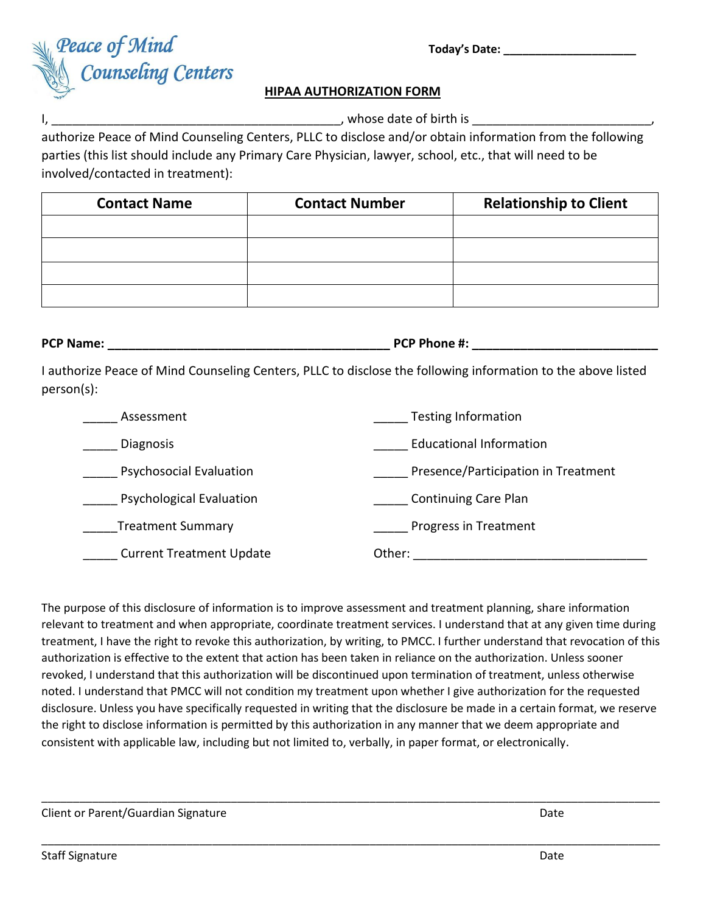Peace of Mind Counseling Centers

**Today's Date: ____________________**

## HIPAA AUTHORIZATION FORM

I, __________________________________________, whose date of birth is _________________________, authorize Peace of Mind Counseling Centers, PLLC to disclose and/or obtain information from the following parties (this list should include any Primary Care Physician, lawyer, school, etc., that will need to be involved/contacted in treatment):

| Contact Name | Contact Number | Relationship to Client |
|---|---|---|
| | | |
| | | |
| | | |
| | | |

**PCP Name: __________________________________________ PCP Phone #: ___________________________**

I authorize Peace of Mind Counseling Centers, PLLC to disclose the following information to the above listed person(s):

_____ Assessment

_____ Diagnosis

_____ Psychosocial Evaluation

_____ Psychological Evaluation

_____Treatment Summary

_____ Current Treatment Update

_____ Testing Information

_____ Educational Information

_____ Presence/Participation in Treatment

_____ Continuing Care Plan

_____ Progress in Treatment

Other: ___________________________________

The purpose of this disclosure of information is to improve assessment and treatment planning, share information relevant to treatment and when appropriate, coordinate treatment services. I understand that at any given time during treatment, I have the right to revoke this authorization, by writing, to PMCC. I further understand that revocation of this authorization is effective to the extent that action has been taken in reliance on the authorization. Unless sooner revoked, I understand that this authorization will be discontinued upon termination of treatment, unless otherwise noted. I understand that PMCC will not condition my treatment upon whether I give authorization for the requested disclosure. Unless you have specifically requested in writing that the disclosure be made in a certain format, we reserve the right to disclose information is permitted by this authorization in any manner that we deem appropriate and consistent with applicable law, including but not limited to, verbally, in paper format, or electronically.

_____________________________________________________________________________________________

Client or Parent/Guardian Signature                                                                                    Date

_____________________________________________________________________________________________

Staff Signature                                                                                                                   Date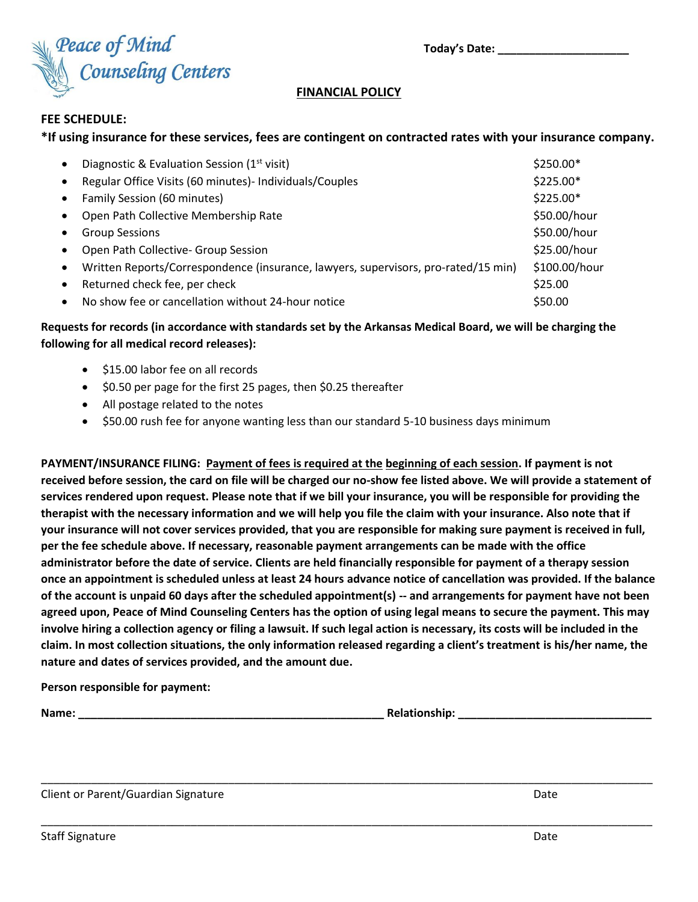Peace of Mind Counseling Centers

**Today's Date: ____________________**

## FINANCIAL POLICY

**FEE SCHEDULE:**

**\*If using insurance for these services, fees are contingent on contracted rates with your insurance company.**

| Service | Fee |
|---|---|
| Diagnostic & Evaluation Session (1st visit) | $250.00* |
| Regular Office Visits (60 minutes)- Individuals/Couples | $225.00* |
| Family Session (60 minutes) | $225.00* |
| Open Path Collective Membership Rate | $50.00/hour |
| Group Sessions | $50.00/hour |
| Open Path Collective- Group Session | $25.00/hour |
| Written Reports/Correspondence (insurance, lawyers, supervisors, pro-rated/15 min) | $100.00/hour |
| Returned check fee, per check | $25.00 |
| No show fee or cancellation without 24-hour notice | $50.00 |

**Requests for records (in accordance with standards set by the Arkansas Medical Board, we will be charging the following for all medical record releases):**

- $15.00 labor fee on all records
- $0.50 per page for the first 25 pages, then $0.25 thereafter
- All postage related to the notes
- $50.00 rush fee for anyone wanting less than our standard 5-10 business days minimum

**PAYMENT/INSURANCE FILING: Payment of fees is required at the beginning of each session. If payment is not received before session, the card on file will be charged our no-show fee listed above. We will provide a statement of services rendered upon request. Please note that if we bill your insurance, you will be responsible for providing the therapist with the necessary information and we will help you file the claim with your insurance. Also note that if your insurance will not cover services provided, that you are responsible for making sure payment is received in full, per the fee schedule above. If necessary, reasonable payment arrangements can be made with the office administrator before the date of service. Clients are held financially responsible for payment of a therapy session once an appointment is scheduled unless at least 24 hours advance notice of cancellation was provided. If the balance of the account is unpaid 60 days after the scheduled appointment(s) -- and arrangements for payment have not been agreed upon, Peace of Mind Counseling Centers has the option of using legal means to secure the payment. This may involve hiring a collection agency or filing a lawsuit. If such legal action is necessary, its costs will be included in the claim. In most collection situations, the only information released regarding a client's treatment is his/her name, the nature and dates of services provided, and the amount due.**

**Person responsible for payment:**

**Name: __________________________________________________ Relationship: ______________________________**

_____________________________________________________________________________________________

Client or Parent/Guardian Signature                                                                                    Date

_____________________________________________________________________________________________

Staff Signature                                                                                                              Date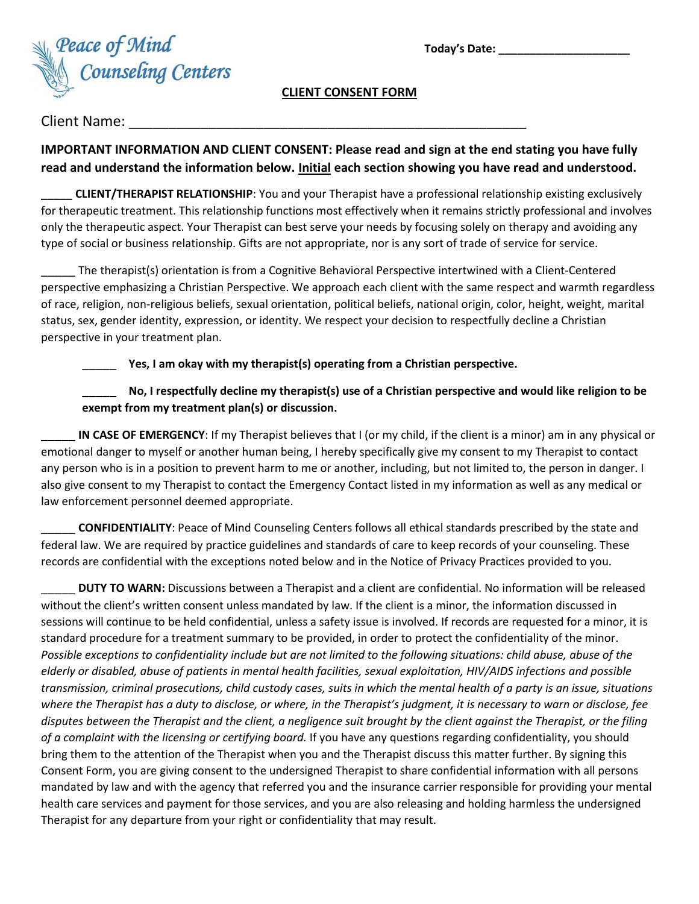Peace of Mind Counseling Centers

**Today's Date:** ____________________

**CLIENT CONSENT FORM**

Client Name: _______________________________________________________

**IMPORTANT INFORMATION AND CLIENT CONSENT: Please read and sign at the end stating you have fully read and understand the information below. Initial each section showing you have read and understood.**

**_____ CLIENT/THERAPIST RELATIONSHIP**: You and your Therapist have a professional relationship existing exclusively for therapeutic treatment. This relationship functions most effectively when it remains strictly professional and involves only the therapeutic aspect. Your Therapist can best serve your needs by focusing solely on therapy and avoiding any type of social or business relationship. Gifts are not appropriate, nor is any sort of trade of service for service.

_____ The therapist(s) orientation is from a Cognitive Behavioral Perspective intertwined with a Client-Centered perspective emphasizing a Christian Perspective. We approach each client with the same respect and warmth regardless of race, religion, non-religious beliefs, sexual orientation, political beliefs, national origin, color, height, weight, marital status, sex, gender identity, expression, or identity. We respect your decision to respectfully decline a Christian perspective in your treatment plan.

> _____ **Yes, I am okay with my therapist(s) operating from a Christian perspective.**
>
> **_____ No, I respectfully decline my therapist(s) use of a Christian perspective and would like religion to be exempt from my treatment plan(s) or discussion.**

**_____ IN CASE OF EMERGENCY**: If my Therapist believes that I (or my child, if the client is a minor) am in any physical or emotional danger to myself or another human being, I hereby specifically give my consent to my Therapist to contact any person who is in a position to prevent harm to me or another, including, but not limited to, the person in danger. I also give consent to my Therapist to contact the Emergency Contact listed in my information as well as any medical or law enforcement personnel deemed appropriate.

_____ **CONFIDENTIALITY**: Peace of Mind Counseling Centers follows all ethical standards prescribed by the state and federal law. We are required by practice guidelines and standards of care to keep records of your counseling. These records are confidential with the exceptions noted below and in the Notice of Privacy Practices provided to you.

_____ **DUTY TO WARN:** Discussions between a Therapist and a client are confidential. No information will be released without the client's written consent unless mandated by law. If the client is a minor, the information discussed in sessions will continue to be held confidential, unless a safety issue is involved. If records are requested for a minor, it is standard procedure for a treatment summary to be provided, in order to protect the confidentiality of the minor. *Possible exceptions to confidentiality include but are not limited to the following situations: child abuse, abuse of the elderly or disabled, abuse of patients in mental health facilities, sexual exploitation, HIV/AIDS infections and possible transmission, criminal prosecutions, child custody cases, suits in which the mental health of a party is an issue, situations where the Therapist has a duty to disclose, or where, in the Therapist's judgment, it is necessary to warn or disclose, fee disputes between the Therapist and the client, a negligence suit brought by the client against the Therapist, or the filing of a complaint with the licensing or certifying board.* If you have any questions regarding confidentiality, you should bring them to the attention of the Therapist when you and the Therapist discuss this matter further. By signing this Consent Form, you are giving consent to the undersigned Therapist to share confidential information with all persons mandated by law and with the agency that referred you and the insurance carrier responsible for providing your mental health care services and payment for those services, and you are also releasing and holding harmless the undersigned Therapist for any departure from your right or confidentiality that may result.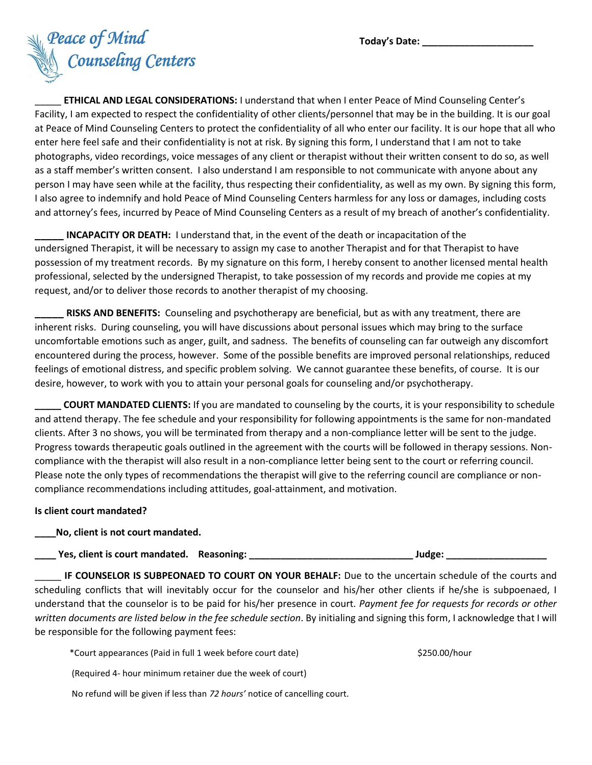Peace of Mind Counseling Centers

**Today's Date: ____________________**

_____ **ETHICAL AND LEGAL CONSIDERATIONS:** I understand that when I enter Peace of Mind Counseling Center's Facility, I am expected to respect the confidentiality of other clients/personnel that may be in the building. It is our goal at Peace of Mind Counseling Centers to protect the confidentiality of all who enter our facility. It is our hope that all who enter here feel safe and their confidentiality is not at risk. By signing this form, I understand that I am not to take photographs, video recordings, voice messages of any client or therapist without their written consent to do so, as well as a staff member's written consent. I also understand I am responsible to not communicate with anyone about any person I may have seen while at the facility, thus respecting their confidentiality, as well as my own. By signing this form, I also agree to indemnify and hold Peace of Mind Counseling Centers harmless for any loss or damages, including costs and attorney's fees, incurred by Peace of Mind Counseling Centers as a result of my breach of another's confidentiality.

**_____ INCAPACITY OR DEATH:** I understand that, in the event of the death or incapacitation of the undersigned Therapist, it will be necessary to assign my case to another Therapist and for that Therapist to have possession of my treatment records. By my signature on this form, I hereby consent to another licensed mental health professional, selected by the undersigned Therapist, to take possession of my records and provide me copies at my request, and/or to deliver those records to another therapist of my choosing.

**_____ RISKS AND BENEFITS:** Counseling and psychotherapy are beneficial, but as with any treatment, there are inherent risks. During counseling, you will have discussions about personal issues which may bring to the surface uncomfortable emotions such as anger, guilt, and sadness. The benefits of counseling can far outweigh any discomfort encountered during the process, however. Some of the possible benefits are improved personal relationships, reduced feelings of emotional distress, and specific problem solving. We cannot guarantee these benefits, of course. It is our desire, however, to work with you to attain your personal goals for counseling and/or psychotherapy.

**_____ COURT MANDATED CLIENTS:** If you are mandated to counseling by the courts, it is your responsibility to schedule and attend therapy. The fee schedule and your responsibility for following appointments is the same for non-mandated clients. After 3 no shows, you will be terminated from therapy and a non-compliance letter will be sent to the judge. Progress towards therapeutic goals outlined in the agreement with the courts will be followed in therapy sessions. Non-compliance with the therapist will also result in a non-compliance letter being sent to the court or referring council. Please note the only types of recommendations the therapist will give to the referring council are compliance or non-compliance recommendations including attitudes, goal-attainment, and motivation.

**Is client court mandated?**

**____No, client is not court mandated.**

**____ Yes, client is court mandated. Reasoning: ______________________________ Judge: __________________**

_____ **IF COUNSELOR IS SUBPEONAED TO COURT ON YOUR BEHALF:** Due to the uncertain schedule of the courts and scheduling conflicts that will inevitably occur for the counselor and his/her other clients if he/she is subpoenaed, I understand that the counselor is to be paid for his/her presence in court. *Payment fee for requests for records or other written documents are listed below in the fee schedule section*. By initialing and signing this form, I acknowledge that I will be responsible for the following payment fees:

*Court appearances (Paid in full 1 week before court date) $250.00/hour

(Required 4- hour minimum retainer due the week of court)

No refund will be given if less than *72 hours'* notice of cancelling court.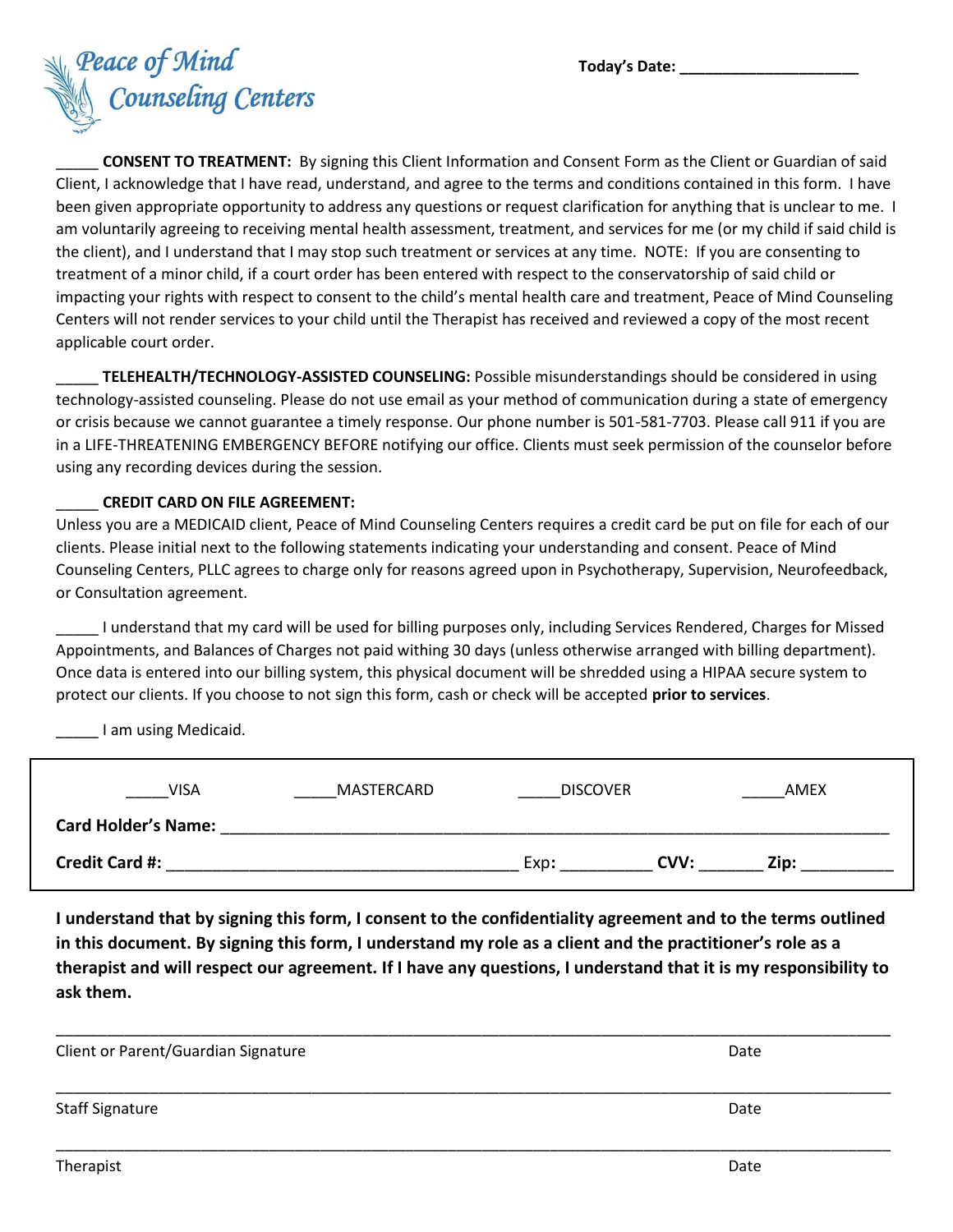Peace of Mind Counseling Centers

**Today's Date: ____________________**

_____ **CONSENT TO TREATMENT:** By signing this Client Information and Consent Form as the Client or Guardian of said Client, I acknowledge that I have read, understand, and agree to the terms and conditions contained in this form. I have been given appropriate opportunity to address any questions or request clarification for anything that is unclear to me. I am voluntarily agreeing to receiving mental health assessment, treatment, and services for me (or my child if said child is the client), and I understand that I may stop such treatment or services at any time. NOTE: If you are consenting to treatment of a minor child, if a court order has been entered with respect to the conservatorship of said child or impacting your rights with respect to consent to the child's mental health care and treatment, Peace of Mind Counseling Centers will not render services to your child until the Therapist has received and reviewed a copy of the most recent applicable court order.

_____ **TELEHEALTH/TECHNOLOGY-ASSISTED COUNSELING:** Possible misunderstandings should be considered in using technology-assisted counseling. Please do not use email as your method of communication during a state of emergency or crisis because we cannot guarantee a timely response. Our phone number is 501-581-7703. Please call 911 if you are in a LIFE-THREATENING EMBERGENCY BEFORE notifying our office. Clients must seek permission of the counselor before using any recording devices during the session.

_____ **CREDIT CARD ON FILE AGREEMENT:**
Unless you are a MEDICAID client, Peace of Mind Counseling Centers requires a credit card be put on file for each of our clients. Please initial next to the following statements indicating your understanding and consent. Peace of Mind Counseling Centers, PLLC agrees to charge only for reasons agreed upon in Psychotherapy, Supervision, Neurofeedback, or Consultation agreement.

_____ I understand that my card will be used for billing purposes only, including Services Rendered, Charges for Missed Appointments, and Balances of Charges not paid withing 30 days (unless otherwise arranged with billing department). Once data is entered into our billing system, this physical document will be shredded using a HIPAA secure system to protect our clients. If you choose to not sign this form, cash or check will be accepted **prior to services**.

_____ I am using Medicaid.

_____VISA _____MASTERCARD _____DISCOVER _____AMEX

**Card Holder's Name:** ____________________________________________

**Credit Card #:** ______________________________ Exp**:** __________ **CVV:** _______ **Zip:** __________

**I understand that by signing this form, I consent to the confidentiality agreement and to the terms outlined in this document. By signing this form, I understand my role as a client and the practitioner's role as a therapist and will respect our agreement. If I have any questions, I understand that it is my responsibility to ask them.**

______________________________________________________________________

Client or Parent/Guardian Signature Date

______________________________________________________________________

Staff Signature Date

______________________________________________________________________

Therapist Date